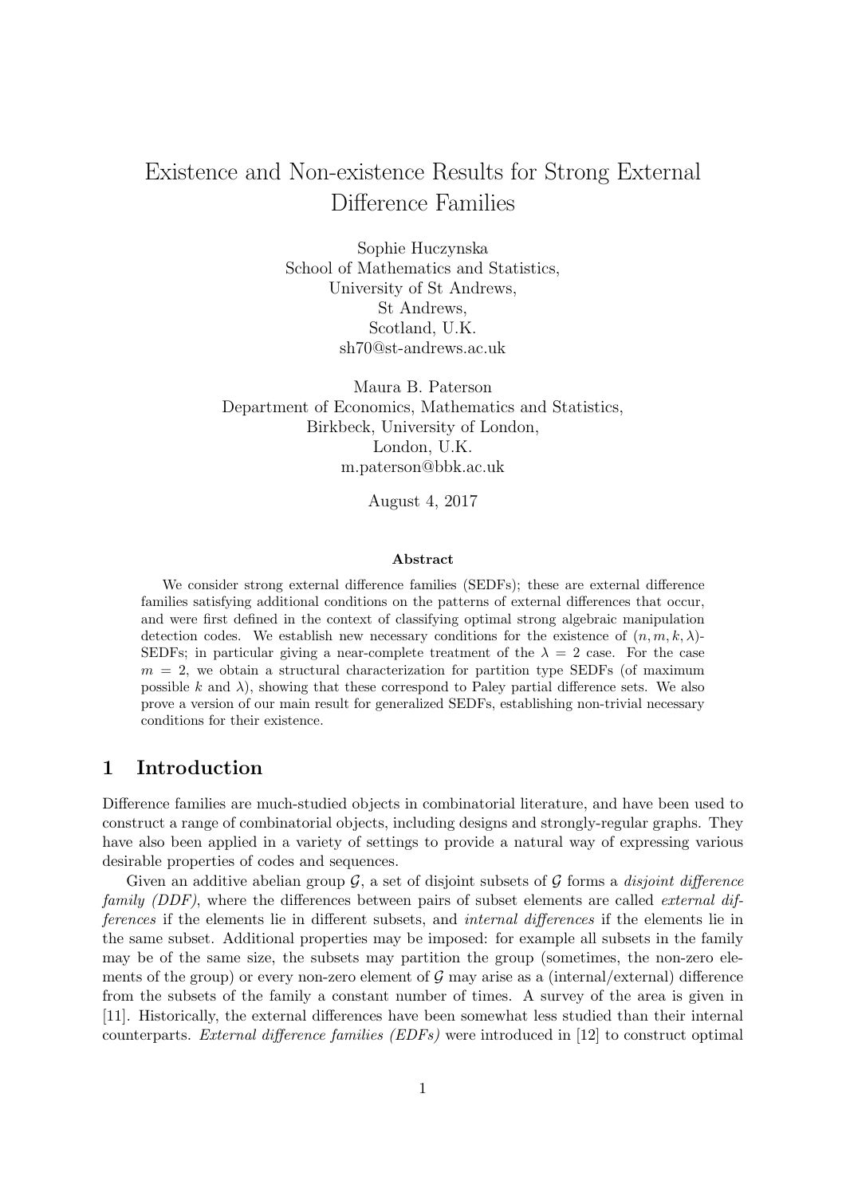# Existence and Non-existence Results for Strong External Difference Families

Sophie Huczynska
School of Mathematics and Statistics,
University of St Andrews,
St Andrews,
Scotland, U.K.
sh70@st-andrews.ac.uk

Maura B. Paterson
Department of Economics, Mathematics and Statistics,
Birkbeck, University of London,
London, U.K.
m.paterson@bbk.ac.uk

August 4, 2017

**Abstract**

We consider strong external difference families (SEDFs); these are external difference families satisfying additional conditions on the patterns of external differences that occur, and were first defined in the context of classifying optimal strong algebraic manipulation detection codes. We establish new necessary conditions for the existence of $(n, m, k, \lambda)$-SEDFs; in particular giving a near-complete treatment of the $\lambda = 2$ case. For the case $m = 2$, we obtain a structural characterization for partition type SEDFs (of maximum possible $k$ and $\lambda$), showing that these correspond to Paley partial difference sets. We also prove a version of our main result for generalized SEDFs, establishing non-trivial necessary conditions for their existence.

## 1 Introduction

Difference families are much-studied objects in combinatorial literature, and have been used to construct a range of combinatorial objects, including designs and strongly-regular graphs. They have also been applied in a variety of settings to provide a natural way of expressing various desirable properties of codes and sequences.

Given an additive abelian group $\mathcal{G}$, a set of disjoint subsets of $\mathcal{G}$ forms a *disjoint difference family (DDF)*, where the differences between pairs of subset elements are called *external differences* if the elements lie in different subsets, and *internal differences* if the elements lie in the same subset. Additional properties may be imposed: for example all subsets in the family may be of the same size, the subsets may partition the group (sometimes, the non-zero elements of the group) or every non-zero element of $\mathcal{G}$ may arise as a (internal/external) difference from the subsets of the family a constant number of times. A survey of the area is given in [11]. Historically, the external differences have been somewhat less studied than their internal counterparts. *External difference families (EDFs)* were introduced in [12] to construct optimal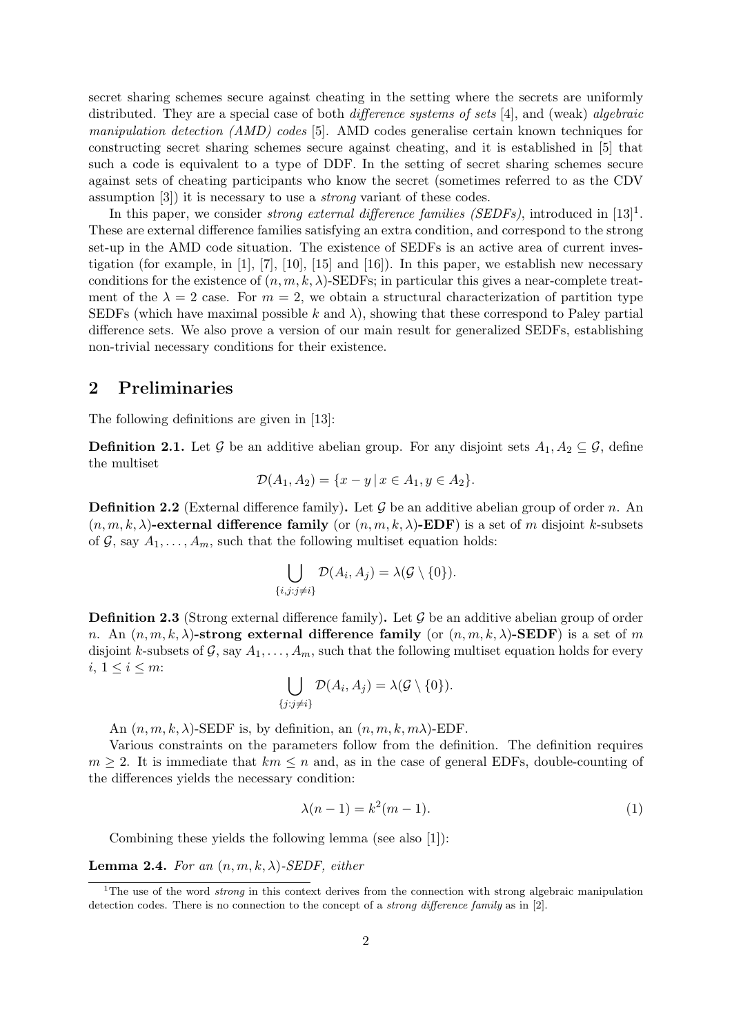secret sharing schemes secure against cheating in the setting where the secrets are uniformly distributed. They are a special case of both *difference systems of sets* [4], and (weak) *algebraic manipulation detection (AMD) codes* [5]. AMD codes generalise certain known techniques for constructing secret sharing schemes secure against cheating, and it is established in [5] that such a code is equivalent to a type of DDF. In the setting of secret sharing schemes secure against sets of cheating participants who know the secret (sometimes referred to as the CDV assumption [3]) it is necessary to use a *strong* variant of these codes.

In this paper, we consider *strong external difference families (SEDFs)*, introduced in [13][1]. These are external difference families satisfying an extra condition, and correspond to the strong set-up in the AMD code situation. The existence of SEDFs is an active area of current investigation (for example, in [1], [7], [10], [15] and [16]). In this paper, we establish new necessary conditions for the existence of $(n, m, k, \lambda)$-SEDFs; in particular this gives a near-complete treatment of the $\lambda = 2$ case. For $m = 2$, we obtain a structural characterization of partition type SEDFs (which have maximal possible $k$ and $\lambda$), showing that these correspond to Paley partial difference sets. We also prove a version of our main result for generalized SEDFs, establishing non-trivial necessary conditions for their existence.

## 2 Preliminaries

The following definitions are given in [13]:

**Definition 2.1.** Let $\mathcal{G}$ be an additive abelian group. For any disjoint sets $A_1, A_2 \subseteq \mathcal{G}$, define the multiset

$$\mathcal{D}(A_1, A_2) = \{x - y \,|\, x \in A_1, y \in A_2\}.$$

**Definition 2.2** (External difference family)**.** Let $\mathcal{G}$ be an additive abelian group of order $n$. An $(n, m, k, \lambda)$**-external difference family** (or $(n, m, k, \lambda)$**-EDF**) is a set of $m$ disjoint $k$-subsets of $\mathcal{G}$, say $A_1, \ldots, A_m$, such that the following multiset equation holds:

$$\bigcup_{\{i,j:j\neq i\}} \mathcal{D}(A_i, A_j) = \lambda(\mathcal{G} \setminus \{0\}).$$

**Definition 2.3** (Strong external difference family)**.** Let $\mathcal{G}$ be an additive abelian group of order $n$. An $(n, m, k, \lambda)$**-strong external difference family** (or $(n, m, k, \lambda)$**-SEDF**) is a set of $m$ disjoint $k$-subsets of $\mathcal{G}$, say $A_1, \ldots, A_m$, such that the following multiset equation holds for every $i$, $1 \leq i \leq m$:

$$\bigcup_{\{j:j\neq i\}} \mathcal{D}(A_i, A_j) = \lambda(\mathcal{G} \setminus \{0\}).$$

An $(n, m, k, \lambda)$-SEDF is, by definition, an $(n, m, k, m\lambda)$-EDF.

Various constraints on the parameters follow from the definition. The definition requires $m \geq 2$. It is immediate that $km \leq n$ and, as in the case of general EDFs, double-counting of the differences yields the necessary condition:

$$\lambda(n-1) = k^2(m-1). \tag{1}$$

Combining these yields the following lemma (see also [1]):

**Lemma 2.4.** *For an $(n, m, k, \lambda)$-SEDF, either*

[1] The use of the word *strong* in this context derives from the connection with strong algebraic manipulation detection codes. There is no connection to the concept of a *strong difference family* as in [2].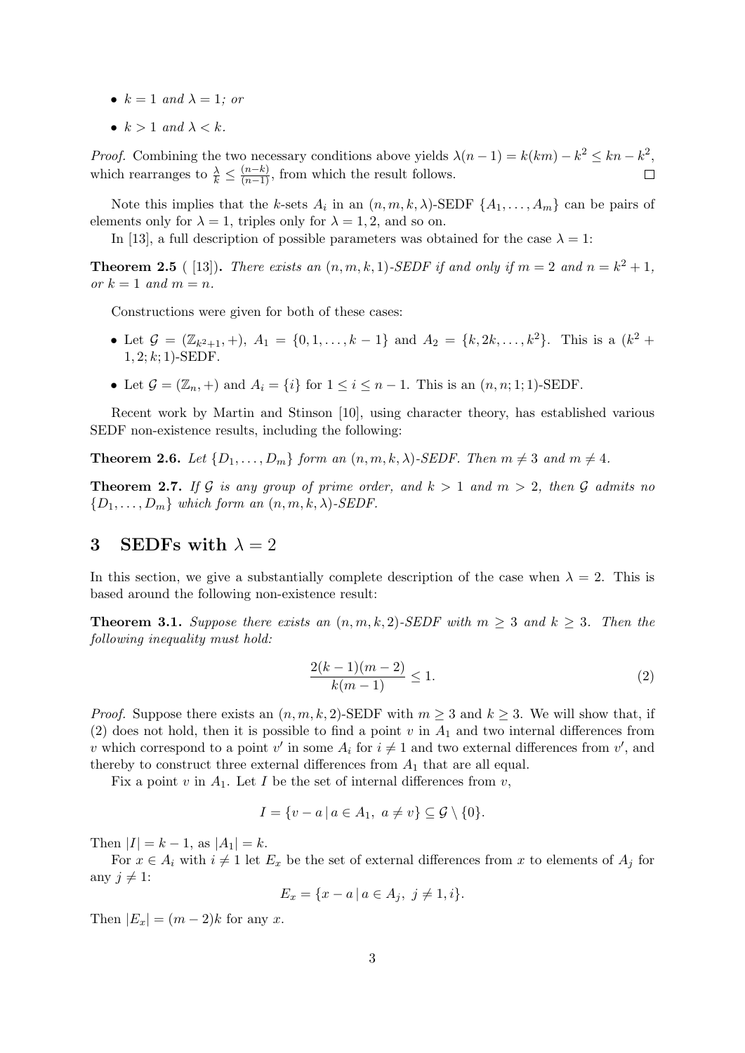- $k = 1$ and $\lambda = 1$; or
- $k > 1$ and $\lambda < k$.

*Proof.* Combining the two necessary conditions above yields $\lambda(n-1) = k(km) - k^2 \leq kn - k^2$, which rearranges to $\frac{\lambda}{k} \leq \frac{(n-k)}{(n-1)}$, from which the result follows. □

Note this implies that the $k$-sets $A_i$ in an $(n, m, k, \lambda)$-SEDF $\{A_1, \dots, A_m\}$ can be pairs of elements only for $\lambda = 1$, triples only for $\lambda = 1, 2$, and so on.

In [13], a full description of possible parameters was obtained for the case $\lambda = 1$:

**Theorem 2.5** ( [13]). *There exists an $(n, m, k, 1)$-SEDF if and only if $m = 2$ and $n = k^2 + 1$, or $k = 1$ and $m = n$.*

Constructions were given for both of these cases:

- Let $\mathcal{G} = (\mathbb{Z}_{k^2+1}, +)$, $A_1 = \{0, 1, \dots, k-1\}$ and $A_2 = \{k, 2k, \dots, k^2\}$. This is a $(k^2 + 1, 2; k; 1)$-SEDF.
- Let $\mathcal{G} = (\mathbb{Z}_n, +)$ and $A_i = \{i\}$ for $1 \leq i \leq n-1$. This is an $(n, n; 1; 1)$-SEDF.

Recent work by Martin and Stinson [10], using character theory, has established various SEDF non-existence results, including the following:

**Theorem 2.6.** *Let $\{D_1, \dots, D_m\}$ form an $(n, m, k, \lambda)$-SEDF. Then $m \neq 3$ and $m \neq 4$.*

**Theorem 2.7.** *If $\mathcal{G}$ is any group of prime order, and $k > 1$ and $m > 2$, then $\mathcal{G}$ admits no $\{D_1, \dots, D_m\}$ which form an $(n, m, k, \lambda)$-SEDF.*

## 3 SEDFs with $\lambda = 2$

In this section, we give a substantially complete description of the case when $\lambda = 2$. This is based around the following non-existence result:

**Theorem 3.1.** *Suppose there exists an $(n, m, k, 2)$-SEDF with $m \geq 3$ and $k \geq 3$. Then the following inequality must hold:*

$$\frac{2(k-1)(m-2)}{k(m-1)} \leq 1. \tag{2}$$

*Proof.* Suppose there exists an $(n, m, k, 2)$-SEDF with $m \geq 3$ and $k \geq 3$. We will show that, if (2) does not hold, then it is possible to find a point $v$ in $A_1$ and two internal differences from $v$ which correspond to a point $v'$ in some $A_i$ for $i \neq 1$ and two external differences from $v'$, and thereby to construct three external differences from $A_1$ that are all equal.

Fix a point $v$ in $A_1$. Let $I$ be the set of internal differences from $v$,

$$I = \{v - a \,|\, a \in A_1,\ a \neq v\} \subseteq \mathcal{G} \setminus \{0\}.$$

Then $|I| = k - 1$, as $|A_1| = k$.

For $x \in A_i$ with $i \neq 1$ let $E_x$ be the set of external differences from $x$ to elements of $A_j$ for any $j \neq 1$:

$$E_x = \{x - a \,|\, a \in A_j,\ j \neq 1, i\}.$$

Then $|E_x| = (m-2)k$ for any $x$.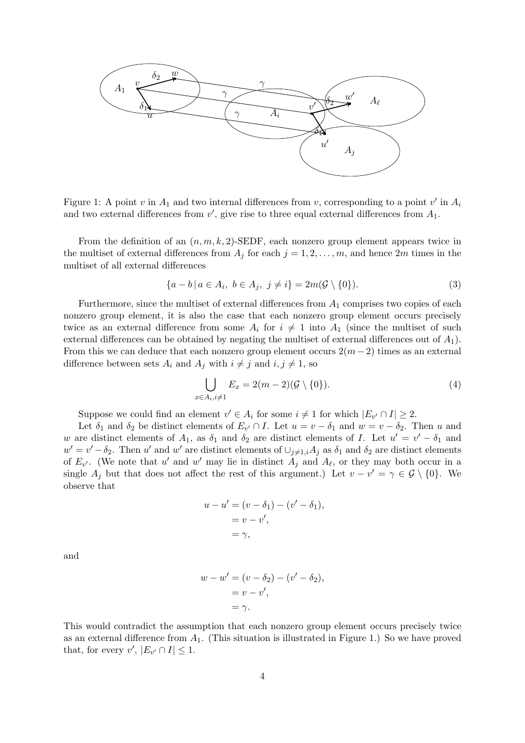Figure 1: A point $v$ in $A_1$ and two internal differences from $v$, corresponding to a point $v'$ in $A_i$ and two external differences from $v'$, give rise to three equal external differences from $A_1$.

From the definition of an $(n, m, k, 2)$-SEDF, each nonzero group element appears twice in the multiset of external differences from $A_j$ for each $j = 1, 2, \ldots, m$, and hence $2m$ times in the multiset of all external differences

$$\{a - b \,|\, a \in A_i,\ b \in A_j,\ j \neq i\} = 2m(\mathcal{G} \setminus \{0\}). \tag{3}$$

Furthermore, since the multiset of external differences from $A_1$ comprises two copies of each nonzero group element, it is also the case that each nonzero group element occurs precisely twice as an external difference from some $A_i$ for $i \neq 1$ into $A_1$ (since the multiset of such external differences can be obtained by negating the multiset of external differences out of $A_1$). From this we can deduce that each nonzero group element occurs $2(m-2)$ times as an external difference between sets $A_i$ and $A_j$ with $i \neq j$ and $i, j \neq 1$, so

$$\bigcup_{x \in A_i, i \neq 1} E_x = 2(m-2)(\mathcal{G} \setminus \{0\}). \tag{4}$$

Suppose we could find an element $v' \in A_i$ for some $i \neq 1$ for which $|E_{v'} \cap I| \geq 2$.

Let $\delta_1$ and $\delta_2$ be distinct elements of $E_{v'} \cap I$. Let $u = v - \delta_1$ and $w = v - \delta_2$. Then $u$ and $w$ are distinct elements of $A_1$, as $\delta_1$ and $\delta_2$ are distinct elements of $I$. Let $u' = v' - \delta_1$ and $w' = v' - \delta_2$. Then $u'$ and $w'$ are distinct elements of $\cup_{j \neq 1, i} A_j$ as $\delta_1$ and $\delta_2$ are distinct elements of $E_{v'}$. (We note that $u'$ and $w'$ may lie in distinct $A_j$ and $A_\ell$, or they may both occur in a single $A_j$ but that does not affect the rest of this argument.) Let $v - v' = \gamma \in \mathcal{G} \setminus \{0\}$. We observe that

$$\begin{aligned} u - u' &= (v - \delta_1) - (v' - \delta_1), \\ &= v - v', \\ &= \gamma, \end{aligned}$$

and

$$\begin{aligned} w - w' &= (v - \delta_2) - (v' - \delta_2), \\ &= v - v', \\ &= \gamma. \end{aligned}$$

This would contradict the assumption that each nonzero group element occurs precisely twice as an external difference from $A_1$. (This situation is illustrated in Figure 1.) So we have proved that, for every $v'$, $|E_{v'} \cap I| \leq 1$.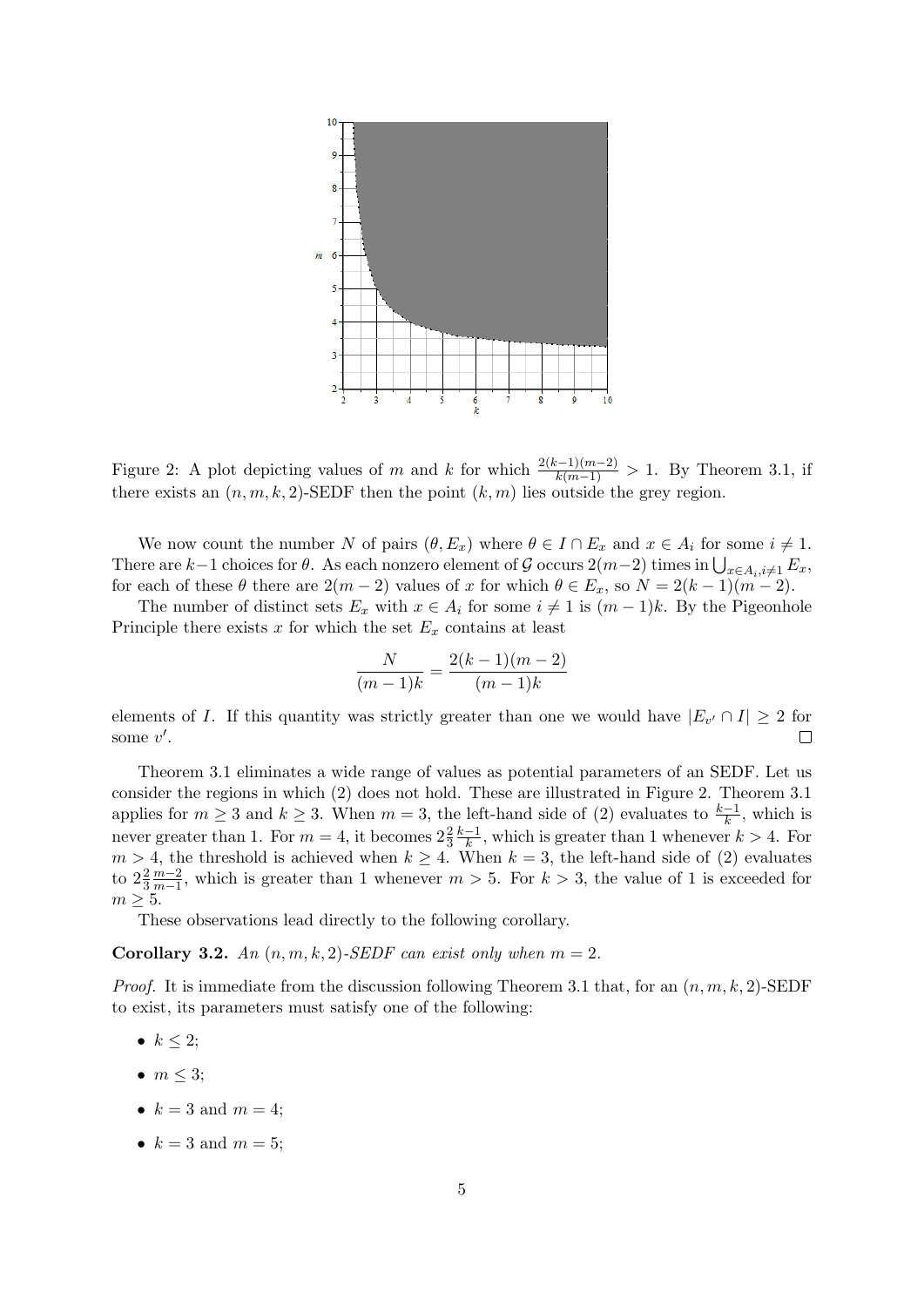Figure 2: A plot depicting values of $m$ and $k$ for which $\frac{2(k-1)(m-2)}{k(m-1)} > 1$. By Theorem 3.1, if there exists an $(n, m, k, 2)$-SEDF then the point $(k, m)$ lies outside the grey region.

We now count the number $N$ of pairs $(\theta, E_x)$ where $\theta \in I \cap E_x$ and $x \in A_i$ for some $i \neq 1$. There are $k-1$ choices for $\theta$. As each nonzero element of $\mathcal{G}$ occurs $2(m-2)$ times in $\bigcup_{x \in A_i, i \neq 1} E_x$, for each of these $\theta$ there are $2(m-2)$ values of $x$ for which $\theta \in E_x$, so $N = 2(k-1)(m-2)$.

The number of distinct sets $E_x$ with $x \in A_i$ for some $i \neq 1$ is $(m-1)k$. By the Pigeonhole Principle there exists $x$ for which the set $E_x$ contains at least

$$\frac{N}{(m-1)k} = \frac{2(k-1)(m-2)}{(m-1)k}$$

elements of $I$. If this quantity was strictly greater than one we would have $|E_{v'} \cap I| \geq 2$ for some $v'$. □

Theorem 3.1 eliminates a wide range of values as potential parameters of an SEDF. Let us consider the regions in which (2) does not hold. These are illustrated in Figure 2. Theorem 3.1 applies for $m \geq 3$ and $k \geq 3$. When $m = 3$, the left-hand side of (2) evaluates to $\frac{k-1}{k}$, which is never greater than 1. For $m = 4$, it becomes $2\frac{2}{3}\frac{k-1}{k}$, which is greater than 1 whenever $k > 4$. For $m > 4$, the threshold is achieved when $k \geq 4$. When $k = 3$, the left-hand side of (2) evaluates to $2\frac{2}{3}\frac{m-2}{m-1}$, which is greater than 1 whenever $m > 5$. For $k > 3$, the value of 1 is exceeded for $m \geq 5$.

These observations lead directly to the following corollary.

**Corollary 3.2.** *An $(n, m, k, 2)$-SEDF can exist only when $m = 2$.*

*Proof.* It is immediate from the discussion following Theorem 3.1 that, for an $(n, m, k, 2)$-SEDF to exist, its parameters must satisfy one of the following:

- $k \leq 2$;
- $m \leq 3$;
- $k = 3$ and $m = 4$;
- $k = 3$ and $m = 5$;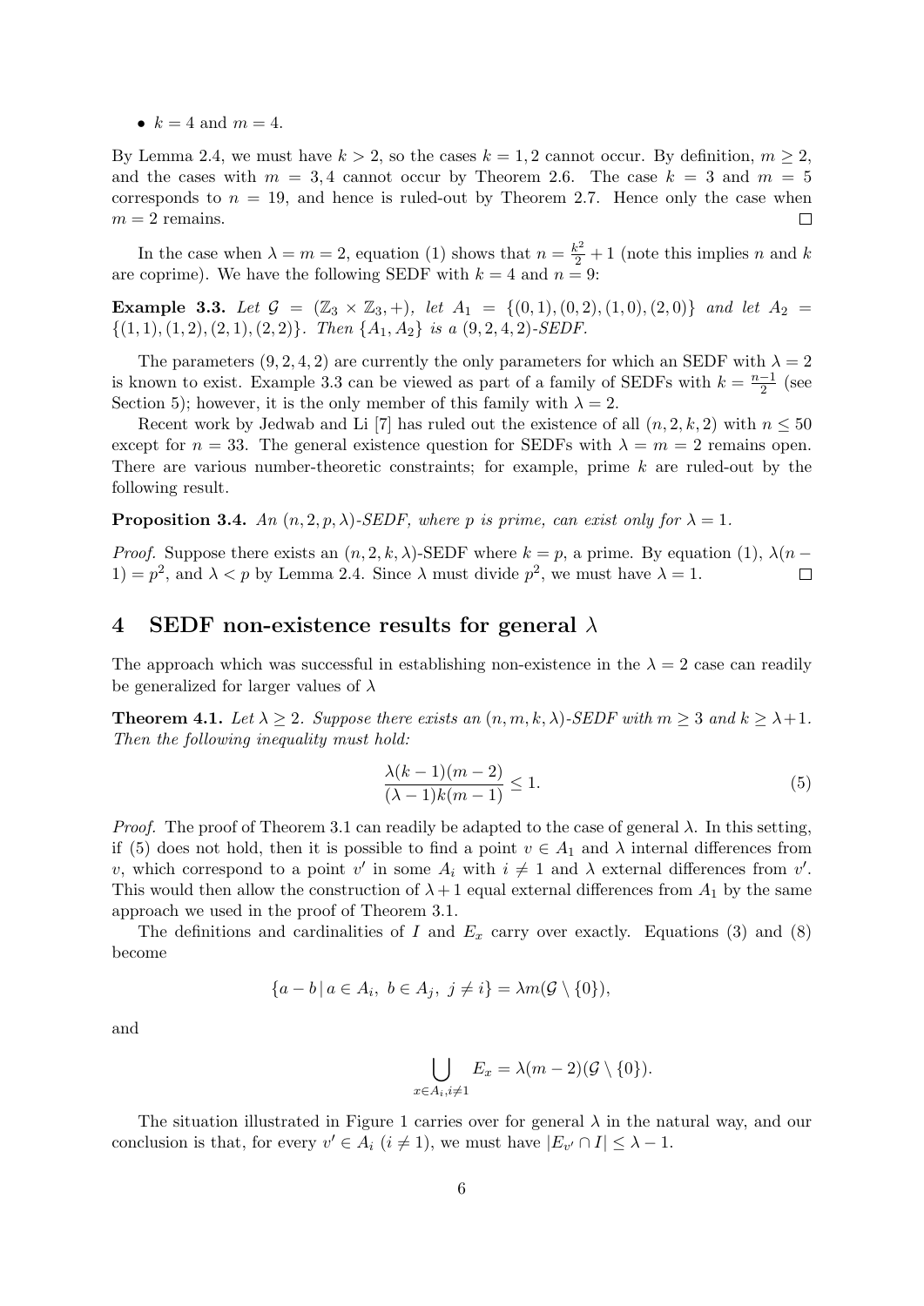- $k = 4$ and $m = 4$.

By Lemma 2.4, we must have $k > 2$, so the cases $k = 1, 2$ cannot occur. By definition, $m \geq 2$, and the cases with $m = 3, 4$ cannot occur by Theorem 2.6. The case $k = 3$ and $m = 5$ corresponds to $n = 19$, and hence is ruled-out by Theorem 2.7. Hence only the case when $m = 2$ remains. □

In the case when $\lambda = m = 2$, equation (1) shows that $n = \frac{k^2}{2} + 1$ (note this implies $n$ and $k$ are coprime). We have the following SEDF with $k = 4$ and $n = 9$:

**Example 3.3.** *Let $\mathcal{G} = (\mathbb{Z}_3 \times \mathbb{Z}_3, +)$, let $A_1 = \{(0,1), (0,2), (1,0), (2,0)\}$ and let $A_2 = \{(1,1), (1,2), (2,1), (2,2)\}$. Then $\{A_1, A_2\}$ is a $(9,2,4,2)$-SEDF.*

The parameters $(9,2,4,2)$ are currently the only parameters for which an SEDF with $\lambda = 2$ is known to exist. Example 3.3 can be viewed as part of a family of SEDFs with $k = \frac{n-1}{2}$ (see Section 5); however, it is the only member of this family with $\lambda = 2$.

Recent work by Jedwab and Li [7] has ruled out the existence of all $(n, 2, k, 2)$ with $n \leq 50$ except for $n = 33$. The general existence question for SEDFs with $\lambda = m = 2$ remains open. There are various number-theoretic constraints; for example, prime $k$ are ruled-out by the following result.

**Proposition 3.4.** *An $(n, 2, p, \lambda)$-SEDF, where $p$ is prime, can exist only for $\lambda = 1$.*

*Proof.* Suppose there exists an $(n, 2, k, \lambda)$-SEDF where $k = p$, a prime. By equation (1), $\lambda(n - 1) = p^2$, and $\lambda < p$ by Lemma 2.4. Since $\lambda$ must divide $p^2$, we must have $\lambda = 1$. □

## 4 SEDF non-existence results for general $\lambda$

The approach which was successful in establishing non-existence in the $\lambda = 2$ case can readily be generalized for larger values of $\lambda$

**Theorem 4.1.** *Let $\lambda \geq 2$. Suppose there exists an $(n, m, k, \lambda)$-SEDF with $m \geq 3$ and $k \geq \lambda + 1$. Then the following inequality must hold:*

$$\frac{\lambda(k-1)(m-2)}{(\lambda-1)k(m-1)} \leq 1. \tag{5}$$

*Proof.* The proof of Theorem 3.1 can readily be adapted to the case of general $\lambda$. In this setting, if (5) does not hold, then it is possible to find a point $v \in A_1$ and $\lambda$ internal differences from $v$, which correspond to a point $v'$ in some $A_i$ with $i \neq 1$ and $\lambda$ external differences from $v'$. This would then allow the construction of $\lambda + 1$ equal external differences from $A_1$ by the same approach we used in the proof of Theorem 3.1.

The definitions and cardinalities of $I$ and $E_x$ carry over exactly. Equations (3) and (8) become

$$\{a - b \,|\, a \in A_i,\ b \in A_j,\ j \neq i\} = \lambda m(\mathcal{G} \setminus \{0\}),$$

and

$$\bigcup_{x \in A_i, i \neq 1} E_x = \lambda(m-2)(\mathcal{G} \setminus \{0\}).$$

The situation illustrated in Figure 1 carries over for general $\lambda$ in the natural way, and our conclusion is that, for every $v' \in A_i$ $(i \neq 1)$, we must have $|E_{v'} \cap I| \leq \lambda - 1$.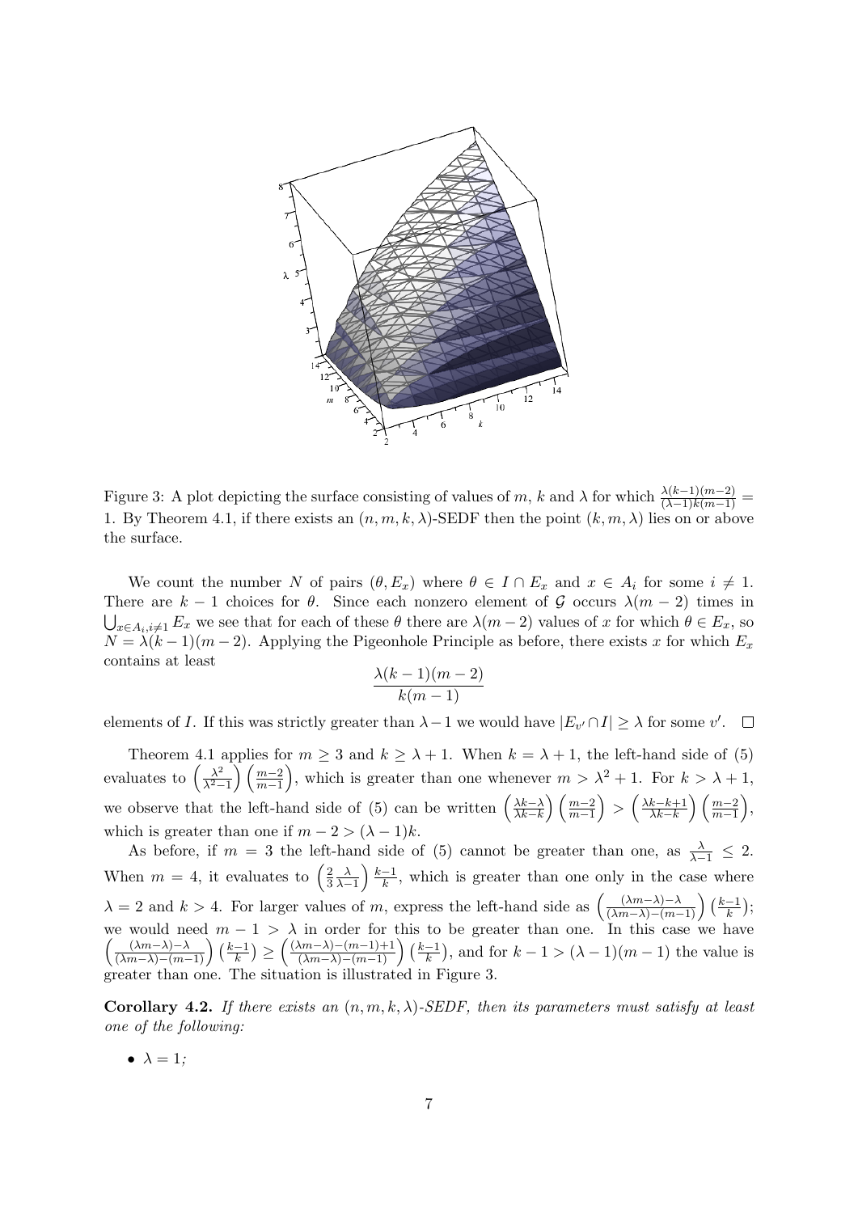Figure 3: A plot depicting the surface consisting of values of $m$, $k$ and $\lambda$ for which $\frac{\lambda(k-1)(m-2)}{(\lambda-1)k(m-1)} = 1$. By Theorem 4.1, if there exists an $(n, m, k, \lambda)$-SEDF then the point $(k, m, \lambda)$ lies on or above the surface.

We count the number $N$ of pairs $(\theta, E_x)$ where $\theta \in I \cap E_x$ and $x \in A_i$ for some $i \neq 1$. There are $k-1$ choices for $\theta$. Since each nonzero element of $\mathcal{G}$ occurs $\lambda(m-2)$ times in $\bigcup_{x \in A_i, i \neq 1} E_x$ we see that for each of these $\theta$ there are $\lambda(m-2)$ values of $x$ for which $\theta \in E_x$, so $N = \lambda(k-1)(m-2)$. Applying the Pigeonhole Principle as before, there exists $x$ for which $E_x$ contains at least

$$\frac{\lambda(k-1)(m-2)}{k(m-1)}$$

elements of $I$. If this was strictly greater than $\lambda - 1$ we would have $|E_{v'} \cap I| \geq \lambda$ for some $v'$. $\square$

Theorem 4.1 applies for $m \geq 3$ and $k \geq \lambda + 1$. When $k = \lambda + 1$, the left-hand side of (5) evaluates to $\left(\frac{\lambda^2}{\lambda^2 - 1}\right)\left(\frac{m-2}{m-1}\right)$, which is greater than one whenever $m > \lambda^2 + 1$. For $k > \lambda + 1$, we observe that the left-hand side of (5) can be written $\left(\frac{\lambda k - \lambda}{\lambda k - k}\right)\left(\frac{m-2}{m-1}\right) > \left(\frac{\lambda k - k + 1}{\lambda k - k}\right)\left(\frac{m-2}{m-1}\right)$, which is greater than one if $m - 2 > (\lambda - 1)k$.

As before, if $m = 3$ the left-hand side of (5) cannot be greater than one, as $\frac{\lambda}{\lambda - 1} \leq 2$. When $m = 4$, it evaluates to $\left(\frac{2}{3}\frac{\lambda}{\lambda-1}\right)\frac{k-1}{k}$, which is greater than one only in the case where $\lambda = 2$ and $k > 4$. For larger values of $m$, express the left-hand side as $\left(\frac{(\lambda m - \lambda) - \lambda}{(\lambda m - \lambda) - (m-1)}\right)\left(\frac{k-1}{k}\right)$; we would need $m - 1 > \lambda$ in order for this to be greater than one. In this case we have $\left(\frac{(\lambda m - \lambda) - \lambda}{(\lambda m - \lambda) - (m-1)}\right)\left(\frac{k-1}{k}\right) \geq \left(\frac{(\lambda m - \lambda) - (m-1) + 1}{(\lambda m - \lambda) - (m-1)}\right)\left(\frac{k-1}{k}\right)$, and for $k - 1 > (\lambda - 1)(m - 1)$ the value is greater than one. The situation is illustrated in Figure 3.

**Corollary 4.2.** *If there exists an $(n, m, k, \lambda)$-SEDF, then its parameters must satisfy at least one of the following:*

- $\lambda = 1$;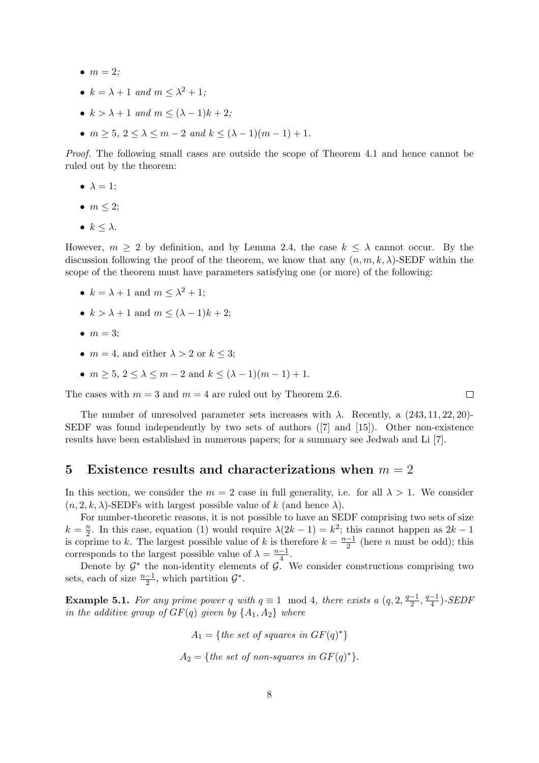- $m = 2$;
- $k = \lambda + 1$ *and* $m \leq \lambda^2 + 1$;
- $k > \lambda + 1$ *and* $m \leq (\lambda - 1)k + 2$;
- $m \geq 5$, $2 \leq \lambda \leq m - 2$ *and* $k \leq (\lambda - 1)(m - 1) + 1$.

*Proof.* The following small cases are outside the scope of Theorem 4.1 and hence cannot be ruled out by the theorem:

- $\lambda = 1$;
- $m \leq 2$;
- $k \leq \lambda$.

However, $m \geq 2$ by definition, and by Lemma 2.4, the case $k \leq \lambda$ cannot occur. By the discussion following the proof of the theorem, we know that any $(n, m, k, \lambda)$-SEDF within the scope of the theorem must have parameters satisfying one (or more) of the following:

- $k = \lambda + 1$ and $m \leq \lambda^2 + 1$;
- $k > \lambda + 1$ and $m \leq (\lambda - 1)k + 2$;
- $m = 3$;
- $m = 4$, and either $\lambda > 2$ or $k \leq 3$;
- $m \geq 5$, $2 \leq \lambda \leq m - 2$ and $k \leq (\lambda - 1)(m - 1) + 1$.

The cases with $m = 3$ and $m = 4$ are ruled out by Theorem 2.6. $\square$

The number of unresolved parameter sets increases with $\lambda$. Recently, a $(243, 11, 22, 20)$-SEDF was found independently by two sets of authors ([7] and [15]). Other non-existence results have been established in numerous papers; for a summary see Jedwab and Li [7].

## 5 Existence results and characterizations when $m = 2$

In this section, we consider the $m = 2$ case in full generality, i.e. for all $\lambda > 1$. We consider $(n, 2, k, \lambda)$-SEDFs with largest possible value of $k$ (and hence $\lambda$).

For number-theoretic reasons, it is not possible to have an SEDF comprising two sets of size $k = \frac{n}{2}$. In this case, equation (1) would require $\lambda(2k - 1) = k^2$; this cannot happen as $2k - 1$ is coprime to $k$. The largest possible value of $k$ is therefore $k = \frac{n-1}{2}$ (here $n$ must be odd); this corresponds to the largest possible value of $\lambda = \frac{n-1}{4}$.

Denote by $\mathcal{G}^*$ the non-identity elements of $\mathcal{G}$. We consider constructions comprising two sets, each of size $\frac{n-1}{2}$, which partition $\mathcal{G}^*$.

**Example 5.1.** *For any prime power $q$ with $q \equiv 1 \mod 4$, there exists a $(q, 2, \frac{q-1}{2}, \frac{q-1}{4})$-SEDF in the additive group of $GF(q)$ given by $\{A_1, A_2\}$ where*

$$A_1 = \{\textit{the set of squares in } GF(q)^*\}$$

$$A_2 = \{\textit{the set of non-squares in } GF(q)^*\}.$$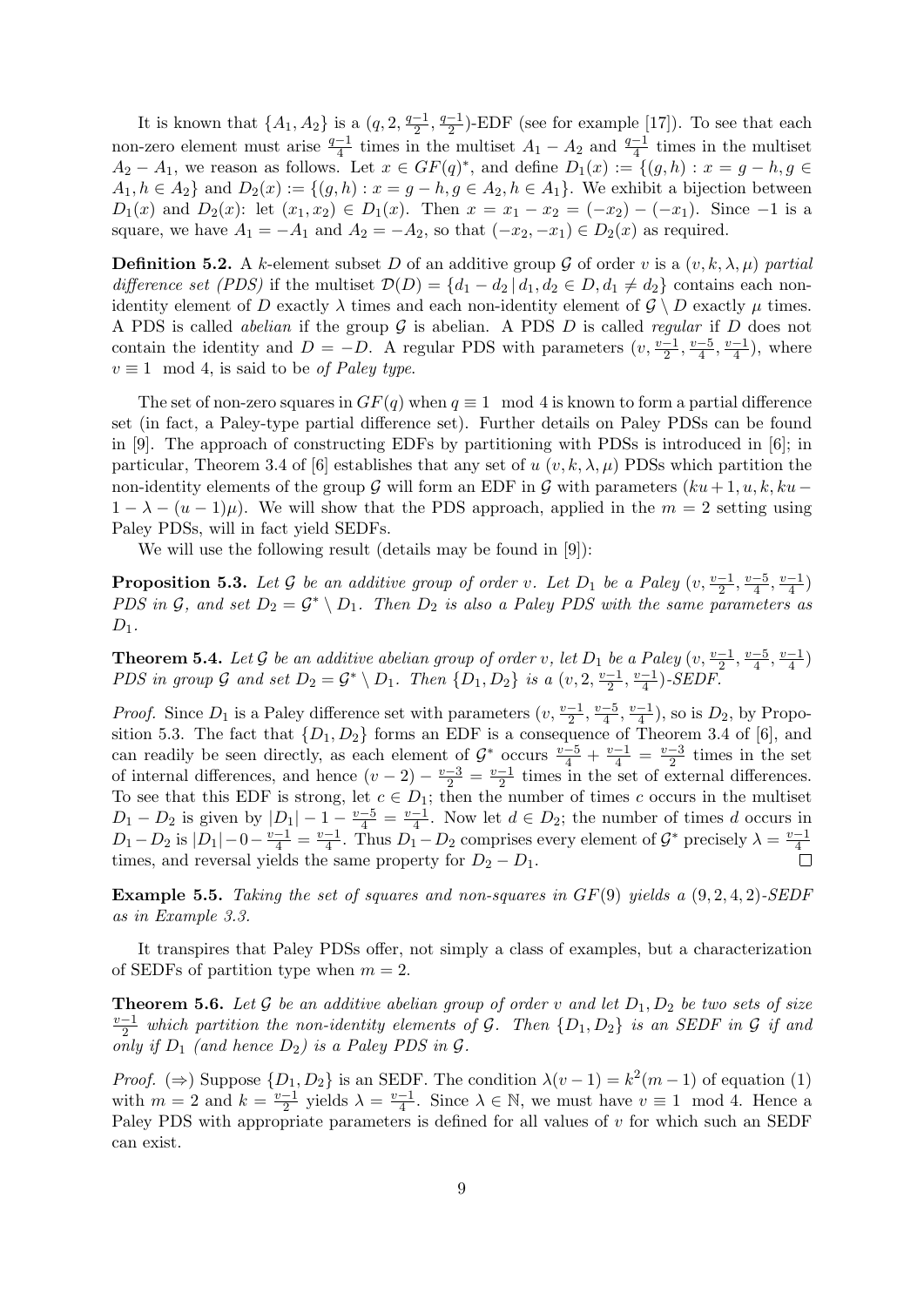It is known that $\{A_1, A_2\}$ is a $(q, 2, \frac{q-1}{2}, \frac{q-1}{2})$-EDF (see for example [17]). To see that each non-zero element must arise $\frac{q-1}{4}$ times in the multiset $A_1 - A_2$ and $\frac{q-1}{4}$ times in the multiset $A_2 - A_1$, we reason as follows. Let $x \in GF(q)^*$, and define $D_1(x) := \{(g, h) : x = g - h, g \in A_1, h \in A_2\}$ and $D_2(x) := \{(g, h) : x = g - h, g \in A_2, h \in A_1\}$. We exhibit a bijection between $D_1(x)$ and $D_2(x)$: let $(x_1, x_2) \in D_1(x)$. Then $x = x_1 - x_2 = (-x_2) - (-x_1)$. Since $-1$ is a square, we have $A_1 = -A_1$ and $A_2 = -A_2$, so that $(-x_2, -x_1) \in D_2(x)$ as required.

**Definition 5.2.** *A $k$-element subset $D$ of an additive group $\mathcal{G}$ of order $v$ is a $(v, k, \lambda, \mu)$ partial difference set (PDS) if the multiset $\mathcal{D}(D) = \{d_1 - d_2 \,|\, d_1, d_2 \in D, d_1 \neq d_2\}$ contains each non-identity element of $D$ exactly $\lambda$ times and each non-identity element of $\mathcal{G} \setminus D$ exactly $\mu$ times. A PDS is called abelian if the group $\mathcal{G}$ is abelian. A PDS $D$ is called regular if $D$ does not contain the identity and $D = -D$. A regular PDS with parameters $(v, \frac{v-1}{2}, \frac{v-5}{4}, \frac{v-1}{4})$, where $v \equiv 1 \mod 4$, is said to be of Paley type.*

The set of non-zero squares in $GF(q)$ when $q \equiv 1 \mod 4$ is known to form a partial difference set (in fact, a Paley-type partial difference set). Further details on Paley PDSs can be found in [9]. The approach of constructing EDFs by partitioning with PDSs is introduced in [6]; in particular, Theorem 3.4 of [6] establishes that any set of $u$ $(v, k, \lambda, \mu)$ PDSs which partition the non-identity elements of the group $\mathcal{G}$ will form an EDF in $\mathcal{G}$ with parameters $(ku+1, u, k, ku - 1 - \lambda - (u-1)\mu)$. We will show that the PDS approach, applied in the $m = 2$ setting using Paley PDSs, will in fact yield SEDFs.

We will use the following result (details may be found in [9]):

**Proposition 5.3.** *Let $\mathcal{G}$ be an additive group of order $v$. Let $D_1$ be a Paley $(v, \frac{v-1}{2}, \frac{v-5}{4}, \frac{v-1}{4})$ PDS in $\mathcal{G}$, and set $D_2 = \mathcal{G}^* \setminus D_1$. Then $D_2$ is also a Paley PDS with the same parameters as $D_1$.*

**Theorem 5.4.** *Let $\mathcal{G}$ be an additive abelian group of order $v$, let $D_1$ be a Paley $(v, \frac{v-1}{2}, \frac{v-5}{4}, \frac{v-1}{4})$ PDS in group $\mathcal{G}$ and set $D_2 = \mathcal{G}^* \setminus D_1$. Then $\{D_1, D_2\}$ is a $(v, 2, \frac{v-1}{2}, \frac{v-1}{4})$-SEDF.*

*Proof.* Since $D_1$ is a Paley difference set with parameters $(v, \frac{v-1}{2}, \frac{v-5}{4}, \frac{v-1}{4})$, so is $D_2$, by Proposition 5.3. The fact that $\{D_1, D_2\}$ forms an EDF is a consequence of Theorem 3.4 of [6], and can readily be seen directly, as each element of $\mathcal{G}^*$ occurs $\frac{v-5}{4} + \frac{v-1}{4} = \frac{v-3}{2}$ times in the set of internal differences, and hence $(v-2) - \frac{v-3}{2} = \frac{v-1}{2}$ times in the set of external differences. To see that this EDF is strong, let $c \in D_1$; then the number of times $c$ occurs in the multiset $D_1 - D_2$ is given by $|D_1| - 1 - \frac{v-5}{4} = \frac{v-1}{4}$. Now let $d \in D_2$; the number of times $d$ occurs in $D_1 - D_2$ is $|D_1| - 0 - \frac{v-1}{4} = \frac{v-1}{4}$. Thus $D_1 - D_2$ comprises every element of $\mathcal{G}^*$ precisely $\lambda = \frac{v-1}{4}$ times, and reversal yields the same property for $D_2 - D_1$. $\square$

**Example 5.5.** *Taking the set of squares and non-squares in $GF(9)$ yields a $(9, 2, 4, 2)$-SEDF as in Example 3.3.*

It transpires that Paley PDSs offer, not simply a class of examples, but a characterization of SEDFs of partition type when $m = 2$.

**Theorem 5.6.** *Let $\mathcal{G}$ be an additive abelian group of order $v$ and let $D_1, D_2$ be two sets of size $\frac{v-1}{2}$ which partition the non-identity elements of $\mathcal{G}$. Then $\{D_1, D_2\}$ is an SEDF in $\mathcal{G}$ if and only if $D_1$ (and hence $D_2$) is a Paley PDS in $\mathcal{G}$.*

*Proof.* ($\Rightarrow$) Suppose $\{D_1, D_2\}$ is an SEDF. The condition $\lambda(v-1) = k^2(m-1)$ of equation (1) with $m = 2$ and $k = \frac{v-1}{2}$ yields $\lambda = \frac{v-1}{4}$. Since $\lambda \in \mathbb{N}$, we must have $v \equiv 1 \mod 4$. Hence a Paley PDS with appropriate parameters is defined for all values of $v$ for which such an SEDF can exist.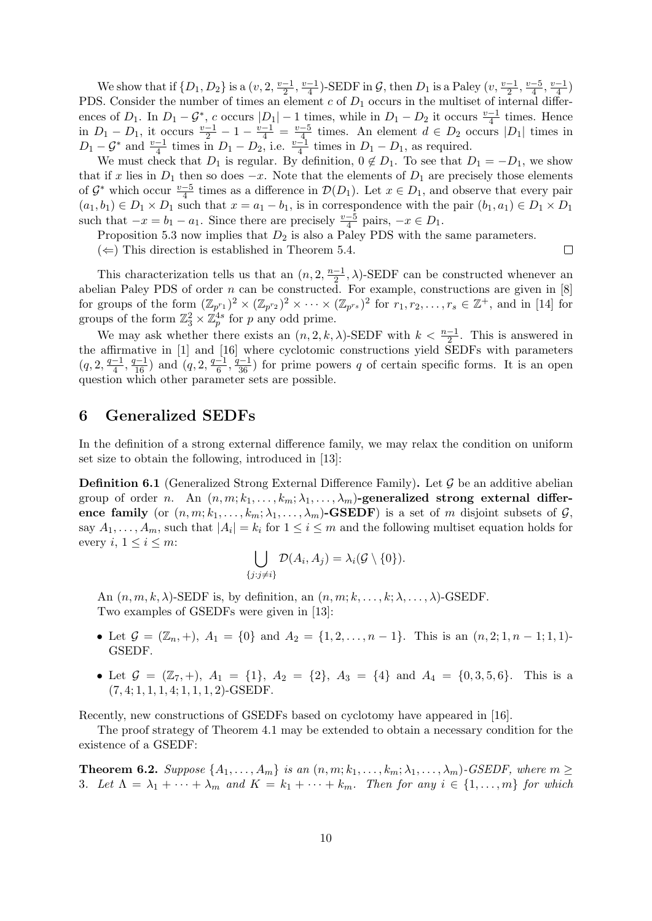We show that if $\{D_1, D_2\}$ is a $(v, 2, \frac{v-1}{2}, \frac{v-1}{4})$-SEDF in $\mathcal{G}$, then $D_1$ is a Paley $(v, \frac{v-1}{2}, \frac{v-5}{4}, \frac{v-1}{4})$ PDS. Consider the number of times an element $c$ of $D_1$ occurs in the multiset of internal differences of $D_1$. In $D_1 - \mathcal{G}^*$, $c$ occurs $|D_1| - 1$ times, while in $D_1 - D_2$ it occurs $\frac{v-1}{4}$ times. Hence in $D_1 - D_1$, it occurs $\frac{v-1}{2} - 1 - \frac{v-1}{4} = \frac{v-5}{4}$ times. An element $d \in D_2$ occurs $|D_1|$ times in $D_1 - \mathcal{G}^*$ and $\frac{v-1}{4}$ times in $D_1 - D_2$, i.e. $\frac{v-1}{4}$ times in $D_1 - D_1$, as required.

We must check that $D_1$ is regular. By definition, $0 \notin D_1$. To see that $D_1 = -D_1$, we show that if $x$ lies in $D_1$ then so does $-x$. Note that the elements of $D_1$ are precisely those elements of $\mathcal{G}^*$ which occur $\frac{v-5}{4}$ times as a difference in $\mathcal{D}(D_1)$. Let $x \in D_1$, and observe that every pair $(a_1, b_1) \in D_1 \times D_1$ such that $x = a_1 - b_1$, is in correspondence with the pair $(b_1, a_1) \in D_1 \times D_1$ such that $-x = b_1 - a_1$. Since there are precisely $\frac{v-5}{4}$ pairs, $-x \in D_1$.

Proposition 5.3 now implies that $D_2$ is also a Paley PDS with the same parameters.

($\Leftarrow$) This direction is established in Theorem 5.4. □

This characterization tells us that an $(n, 2, \frac{n-1}{2}, \lambda)$-SEDF can be constructed whenever an abelian Paley PDS of order $n$ can be constructed. For example, constructions are given in [8] for groups of the form $(\mathbb{Z}_{p^{r_1}})^2 \times (\mathbb{Z}_{p^{r_2}})^2 \times \cdots \times (\mathbb{Z}_{p^{r_s}})^2$ for $r_1, r_2, \ldots, r_s \in \mathbb{Z}^+$, and in [14] for groups of the form $\mathbb{Z}_3^2 \times \mathbb{Z}_p^{4s}$ for $p$ any odd prime.

We may ask whether there exists an $(n, 2, k, \lambda)$-SEDF with $k < \frac{n-1}{2}$. This is answered in the affirmative in [1] and [16] where cyclotomic constructions yield SEDFs with parameters $(q, 2, \frac{q-1}{4}, \frac{q-1}{16})$ and $(q, 2, \frac{q-1}{6}, \frac{q-1}{36})$ for prime powers $q$ of certain specific forms. It is an open question which other parameter sets are possible.

# 6 Generalized SEDFs

In the definition of a strong external difference family, we may relax the condition on uniform set size to obtain the following, introduced in [13]:

**Definition 6.1** (Generalized Strong External Difference Family)**.** Let $\mathcal{G}$ be an additive abelian group of order $n$. An **$(n, m; k_1, \ldots, k_m; \lambda_1, \ldots, \lambda_m)$-generalized strong external difference family** (or **$(n, m; k_1, \ldots, k_m; \lambda_1, \ldots, \lambda_m)$-GSEDF**) is a set of $m$ disjoint subsets of $\mathcal{G}$, say $A_1, \ldots, A_m$, such that $|A_i| = k_i$ for $1 \leq i \leq m$ and the following multiset equation holds for every $i$, $1 \leq i \leq m$:

$$\bigcup_{\{j: j \neq i\}} \mathcal{D}(A_i, A_j) = \lambda_i(\mathcal{G} \setminus \{0\}).$$

An $(n, m, k, \lambda)$-SEDF is, by definition, an $(n, m; k, \ldots, k; \lambda, \ldots, \lambda)$-GSEDF.

Two examples of GSEDFs were given in [13]:

- Let $\mathcal{G} = (\mathbb{Z}_n, +)$, $A_1 = \{0\}$ and $A_2 = \{1, 2, \ldots, n-1\}$. This is an $(n, 2; 1, n-1; 1, 1)$-GSEDF.
- Let $\mathcal{G} = (\mathbb{Z}_7, +)$, $A_1 = \{1\}$, $A_2 = \{2\}$, $A_3 = \{4\}$ and $A_4 = \{0, 3, 5, 6\}$. This is a $(7, 4; 1, 1, 1, 4; 1, 1, 1, 2)$-GSEDF.

Recently, new constructions of GSEDFs based on cyclotomy have appeared in [16].

The proof strategy of Theorem 4.1 may be extended to obtain a necessary condition for the existence of a GSEDF:

**Theorem 6.2.** *Suppose $\{A_1, \ldots, A_m\}$ is an $(n, m; k_1, \ldots, k_m; \lambda_1, \ldots, \lambda_m)$-GSEDF, where $m \geq 3$. Let $\Lambda = \lambda_1 + \cdots + \lambda_m$ and $K = k_1 + \cdots + k_m$. Then for any $i \in \{1, \ldots, m\}$ for which*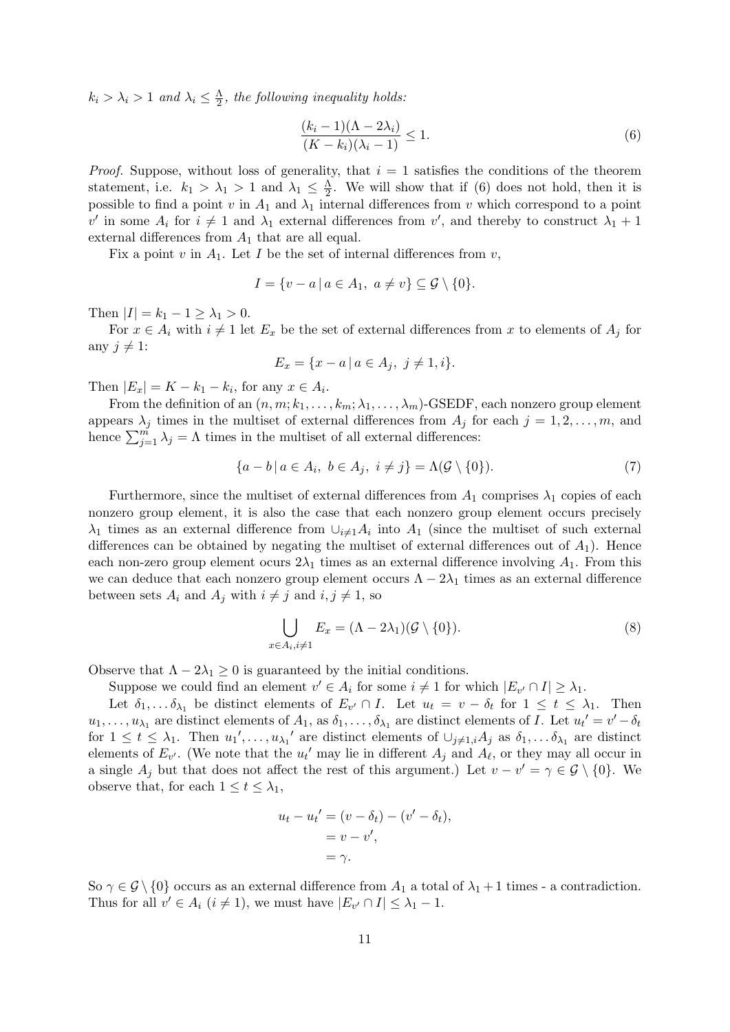*$k_i > \lambda_i > 1$ and $\lambda_i \leq \frac{\Lambda}{2}$, the following inequality holds:*

$$\frac{(k_i - 1)(\Lambda - 2\lambda_i)}{(K - k_i)(\lambda_i - 1)} \leq 1. \tag{6}$$

*Proof.* Suppose, without loss of generality, that $i = 1$ satisfies the conditions of the theorem statement, i.e. $k_1 > \lambda_1 > 1$ and $\lambda_1 \leq \frac{\Lambda}{2}$. We will show that if (6) does not hold, then it is possible to find a point $v$ in $A_1$ and $\lambda_1$ internal differences from $v$ which correspond to a point $v'$ in some $A_i$ for $i \neq 1$ and $\lambda_1$ external differences from $v'$, and thereby to construct $\lambda_1 + 1$ external differences from $A_1$ that are all equal.

Fix a point $v$ in $A_1$. Let $I$ be the set of internal differences from $v$,

$$I = \{v - a \,|\, a \in A_1,\ a \neq v\} \subseteq \mathcal{G} \setminus \{0\}.$$

Then $|I| = k_1 - 1 \geq \lambda_1 > 0$.

For $x \in A_i$ with $i \neq 1$ let $E_x$ be the set of external differences from $x$ to elements of $A_j$ for any $j \neq 1$:

$$E_x = \{x - a \,|\, a \in A_j,\ j \neq 1, i\}.$$

Then $|E_x| = K - k_1 - k_i$, for any $x \in A_i$.

From the definition of an $(n, m; k_1, \ldots, k_m; \lambda_1, \ldots, \lambda_m)$-GSEDF, each nonzero group element appears $\lambda_j$ times in the multiset of external differences from $A_j$ for each $j = 1, 2, \ldots, m$, and hence $\sum_{j=1}^{m} \lambda_j = \Lambda$ times in the multiset of all external differences:

$$\{a - b \,|\, a \in A_i,\ b \in A_j,\ i \neq j\} = \Lambda(\mathcal{G} \setminus \{0\}). \tag{7}$$

Furthermore, since the multiset of external differences from $A_1$ comprises $\lambda_1$ copies of each nonzero group element, it is also the case that each nonzero group element occurs precisely $\lambda_1$ times as an external difference from $\cup_{i \neq 1} A_i$ into $A_1$ (since the multiset of such external differences can be obtained by negating the multiset of external differences out of $A_1$). Hence each non-zero group element ocurs $2\lambda_1$ times as an external difference involving $A_1$. From this we can deduce that each nonzero group element occurs $\Lambda - 2\lambda_1$ times as an external difference between sets $A_i$ and $A_j$ with $i \neq j$ and $i, j \neq 1$, so

$$\bigcup_{x \in A_i, i \neq 1} E_x = (\Lambda - 2\lambda_1)(\mathcal{G} \setminus \{0\}). \tag{8}$$

Observe that $\Lambda - 2\lambda_1 \geq 0$ is guaranteed by the initial conditions.

Suppose we could find an element $v' \in A_i$ for some $i \neq 1$ for which $|E_{v'} \cap I| \geq \lambda_1$.

Let $\delta_1, \ldots \delta_{\lambda_1}$ be distinct elements of $E_{v'} \cap I$. Let $u_t = v - \delta_t$ for $1 \leq t \leq \lambda_1$. Then $u_1, \ldots, u_{\lambda_1}$ are distinct elements of $A_1$, as $\delta_1, \ldots, \delta_{\lambda_1}$ are distinct elements of $I$. Let $u_t' = v' - \delta_t$ for $1 \leq t \leq \lambda_1$. Then $u_1', \ldots, u_{\lambda_1}'$ are distinct elements of $\cup_{j \neq 1, i} A_j$ as $\delta_1, \ldots \delta_{\lambda_1}$ are distinct elements of $E_{v'}$. (We note that the $u_t'$ may lie in different $A_j$ and $A_\ell$, or they may all occur in a single $A_j$ but that does not affect the rest of this argument.) Let $v - v' = \gamma \in \mathcal{G} \setminus \{0\}$. We observe that, for each $1 \leq t \leq \lambda_1$,

$$\begin{aligned} u_t - u_t' &= (v - \delta_t) - (v' - \delta_t), \\ &= v - v', \\ &= \gamma. \end{aligned}$$

So $\gamma \in \mathcal{G} \setminus \{0\}$ occurs as an external difference from $A_1$ a total of $\lambda_1 + 1$ times - a contradiction. Thus for all $v' \in A_i$ ($i \neq 1$), we must have $|E_{v'} \cap I| \leq \lambda_1 - 1$.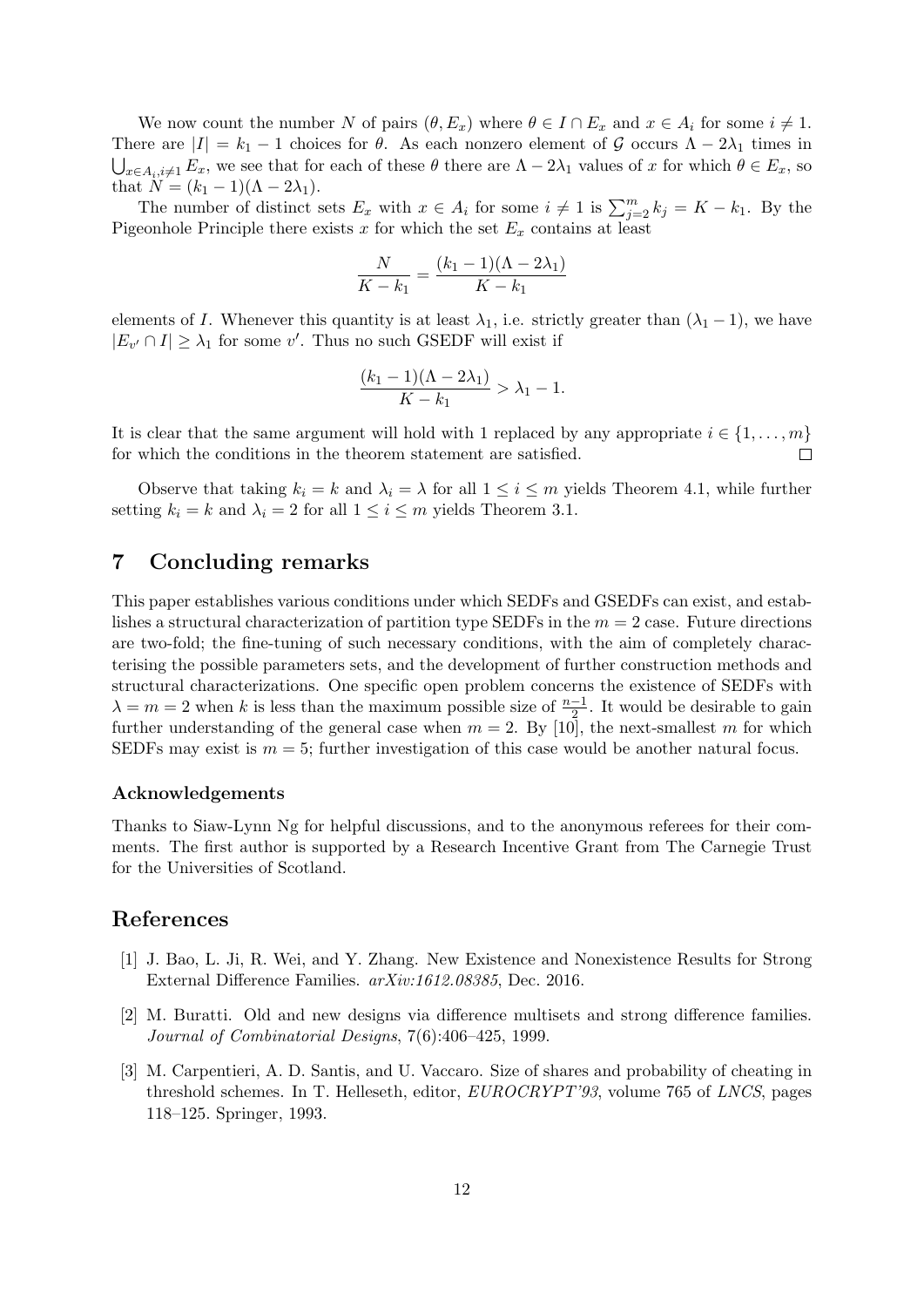We now count the number $N$ of pairs $(\theta, E_x)$ where $\theta \in I \cap E_x$ and $x \in A_i$ for some $i \neq 1$. There are $|I| = k_1 - 1$ choices for $\theta$. As each nonzero element of $\mathcal{G}$ occurs $\Lambda - 2\lambda_1$ times in $\bigcup_{x \in A_i, i \neq 1} E_x$, we see that for each of these $\theta$ there are $\Lambda - 2\lambda_1$ values of $x$ for which $\theta \in E_x$, so that $N = (k_1 - 1)(\Lambda - 2\lambda_1)$.

The number of distinct sets $E_x$ with $x \in A_i$ for some $i \neq 1$ is $\sum_{j=2}^{m} k_j = K - k_1$. By the Pigeonhole Principle there exists $x$ for which the set $E_x$ contains at least

$$\frac{N}{K - k_1} = \frac{(k_1 - 1)(\Lambda - 2\lambda_1)}{K - k_1}$$

elements of $I$. Whenever this quantity is at least $\lambda_1$, i.e. strictly greater than $(\lambda_1 - 1)$, we have $|E_{v'} \cap I| \geq \lambda_1$ for some $v'$. Thus no such GSEDF will exist if

$$\frac{(k_1 - 1)(\Lambda - 2\lambda_1)}{K - k_1} > \lambda_1 - 1.$$

It is clear that the same argument will hold with 1 replaced by any appropriate $i \in \{1, \ldots, m\}$ for which the conditions in the theorem statement are satisfied. $\square$

Observe that taking $k_i = k$ and $\lambda_i = \lambda$ for all $1 \leq i \leq m$ yields Theorem 4.1, while further setting $k_i = k$ and $\lambda_i = 2$ for all $1 \leq i \leq m$ yields Theorem 3.1.

# 7 Concluding remarks

This paper establishes various conditions under which SEDFs and GSEDFs can exist, and establishes a structural characterization of partition type SEDFs in the $m = 2$ case. Future directions are two-fold; the fine-tuning of such necessary conditions, with the aim of completely characterising the possible parameters sets, and the development of further construction methods and structural characterizations. One specific open problem concerns the existence of SEDFs with $\lambda = m = 2$ when $k$ is less than the maximum possible size of $\frac{n-1}{2}$. It would be desirable to gain further understanding of the general case when $m = 2$. By [10], the next-smallest $m$ for which SEDFs may exist is $m = 5$; further investigation of this case would be another natural focus.

### Acknowledgements

Thanks to Siaw-Lynn Ng for helpful discussions, and to the anonymous referees for their comments. The first author is supported by a Research Incentive Grant from The Carnegie Trust for the Universities of Scotland.

# References

[1] J. Bao, L. Ji, R. Wei, and Y. Zhang. New Existence and Nonexistence Results for Strong External Difference Families. *arXiv:1612.08385*, Dec. 2016.

[2] M. Buratti. Old and new designs via difference multisets and strong difference families. *Journal of Combinatorial Designs*, 7(6):406–425, 1999.

[3] M. Carpentieri, A. D. Santis, and U. Vaccaro. Size of shares and probability of cheating in threshold schemes. In T. Helleseth, editor, *EUROCRYPT'93*, volume 765 of *LNCS*, pages 118–125. Springer, 1993.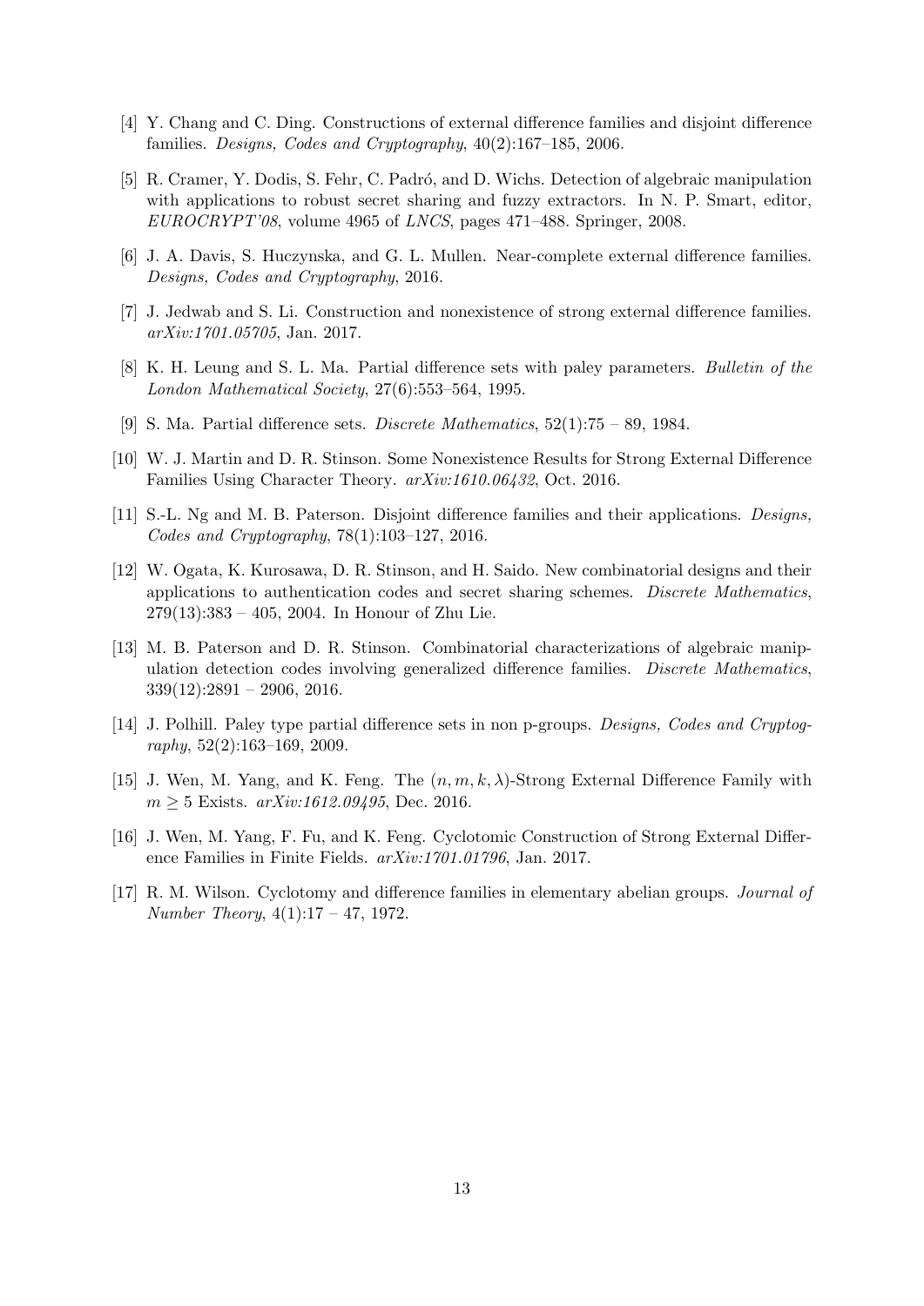[4] Y. Chang and C. Ding. Constructions of external difference families and disjoint difference families. *Designs, Codes and Cryptography*, 40(2):167–185, 2006.

[5] R. Cramer, Y. Dodis, S. Fehr, C. Padró, and D. Wichs. Detection of algebraic manipulation with applications to robust secret sharing and fuzzy extractors. In N. P. Smart, editor, *EUROCRYPT'08*, volume 4965 of *LNCS*, pages 471–488. Springer, 2008.

[6] J. A. Davis, S. Huczynska, and G. L. Mullen. Near-complete external difference families. *Designs, Codes and Cryptography*, 2016.

[7] J. Jedwab and S. Li. Construction and nonexistence of strong external difference families. *arXiv:1701.05705*, Jan. 2017.

[8] K. H. Leung and S. L. Ma. Partial difference sets with paley parameters. *Bulletin of the London Mathematical Society*, 27(6):553–564, 1995.

[9] S. Ma. Partial difference sets. *Discrete Mathematics*, 52(1):75 – 89, 1984.

[10] W. J. Martin and D. R. Stinson. Some Nonexistence Results for Strong External Difference Families Using Character Theory. *arXiv:1610.06432*, Oct. 2016.

[11] S.-L. Ng and M. B. Paterson. Disjoint difference families and their applications. *Designs, Codes and Cryptography*, 78(1):103–127, 2016.

[12] W. Ogata, K. Kurosawa, D. R. Stinson, and H. Saido. New combinatorial designs and their applications to authentication codes and secret sharing schemes. *Discrete Mathematics*, 279(13):383 – 405, 2004. In Honour of Zhu Lie.

[13] M. B. Paterson and D. R. Stinson. Combinatorial characterizations of algebraic manipulation detection codes involving generalized difference families. *Discrete Mathematics*, 339(12):2891 – 2906, 2016.

[14] J. Polhill. Paley type partial difference sets in non p-groups. *Designs, Codes and Cryptography*, 52(2):163–169, 2009.

[15] J. Wen, M. Yang, and K. Feng. The $(n, m, k, \lambda)$-Strong External Difference Family with $m \geq 5$ Exists. *arXiv:1612.09495*, Dec. 2016.

[16] J. Wen, M. Yang, F. Fu, and K. Feng. Cyclotomic Construction of Strong External Difference Families in Finite Fields. *arXiv:1701.01796*, Jan. 2017.

[17] R. M. Wilson. Cyclotomy and difference families in elementary abelian groups. *Journal of Number Theory*, 4(1):17 – 47, 1972.